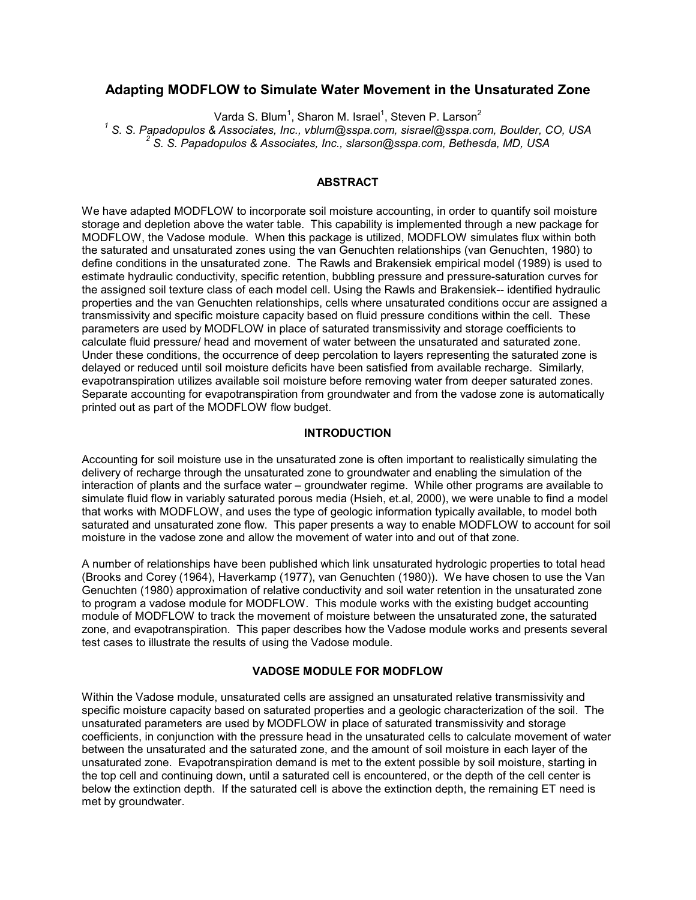# Adapting MODFLOW to Simulate Water Movement in the Unsaturated Zone

Varda S. Blum[1], Sharon M. Israel[1], Steven P. Larson[2]

[1] *S. S. Papadopulos & Associates, Inc., vblum@sspa.com, sisrael@sspa.com, Boulder, CO, USA*
[2] *S. S. Papadopulos & Associates, Inc., slarson@sspa.com, Bethesda, MD, USA*

## ABSTRACT

We have adapted MODFLOW to incorporate soil moisture accounting, in order to quantify soil moisture storage and depletion above the water table. This capability is implemented through a new package for MODFLOW, the Vadose module. When this package is utilized, MODFLOW simulates flux within both the saturated and unsaturated zones using the van Genuchten relationships (van Genuchten, 1980) to define conditions in the unsaturated zone. The Rawls and Brakensiek empirical model (1989) is used to estimate hydraulic conductivity, specific retention, bubbling pressure and pressure-saturation curves for the assigned soil texture class of each model cell. Using the Rawls and Brakensiek-- identified hydraulic properties and the van Genuchten relationships, cells where unsaturated conditions occur are assigned a transmissivity and specific moisture capacity based on fluid pressure conditions within the cell. These parameters are used by MODFLOW in place of saturated transmissivity and storage coefficients to calculate fluid pressure/ head and movement of water between the unsaturated and saturated zone. Under these conditions, the occurrence of deep percolation to layers representing the saturated zone is delayed or reduced until soil moisture deficits have been satisfied from available recharge. Similarly, evapotranspiration utilizes available soil moisture before removing water from deeper saturated zones. Separate accounting for evapotranspiration from groundwater and from the vadose zone is automatically printed out as part of the MODFLOW flow budget.

## INTRODUCTION

Accounting for soil moisture use in the unsaturated zone is often important to realistically simulating the delivery of recharge through the unsaturated zone to groundwater and enabling the simulation of the interaction of plants and the surface water – groundwater regime. While other programs are available to simulate fluid flow in variably saturated porous media (Hsieh, et.al, 2000), we were unable to find a model that works with MODFLOW, and uses the type of geologic information typically available, to model both saturated and unsaturated zone flow. This paper presents a way to enable MODFLOW to account for soil moisture in the vadose zone and allow the movement of water into and out of that zone.

A number of relationships have been published which link unsaturated hydrologic properties to total head (Brooks and Corey (1964), Haverkamp (1977), van Genuchten (1980)). We have chosen to use the Van Genuchten (1980) approximation of relative conductivity and soil water retention in the unsaturated zone to program a vadose module for MODFLOW. This module works with the existing budget accounting module of MODFLOW to track the movement of moisture between the unsaturated zone, the saturated zone, and evapotranspiration. This paper describes how the Vadose module works and presents several test cases to illustrate the results of using the Vadose module.

## VADOSE MODULE FOR MODFLOW

Within the Vadose module, unsaturated cells are assigned an unsaturated relative transmissivity and specific moisture capacity based on saturated properties and a geologic characterization of the soil. The unsaturated parameters are used by MODFLOW in place of saturated transmissivity and storage coefficients, in conjunction with the pressure head in the unsaturated cells to calculate movement of water between the unsaturated and the saturated zone, and the amount of soil moisture in each layer of the unsaturated zone. Evapotranspiration demand is met to the extent possible by soil moisture, starting in the top cell and continuing down, until a saturated cell is encountered, or the depth of the cell center is below the extinction depth. If the saturated cell is above the extinction depth, the remaining ET need is met by groundwater.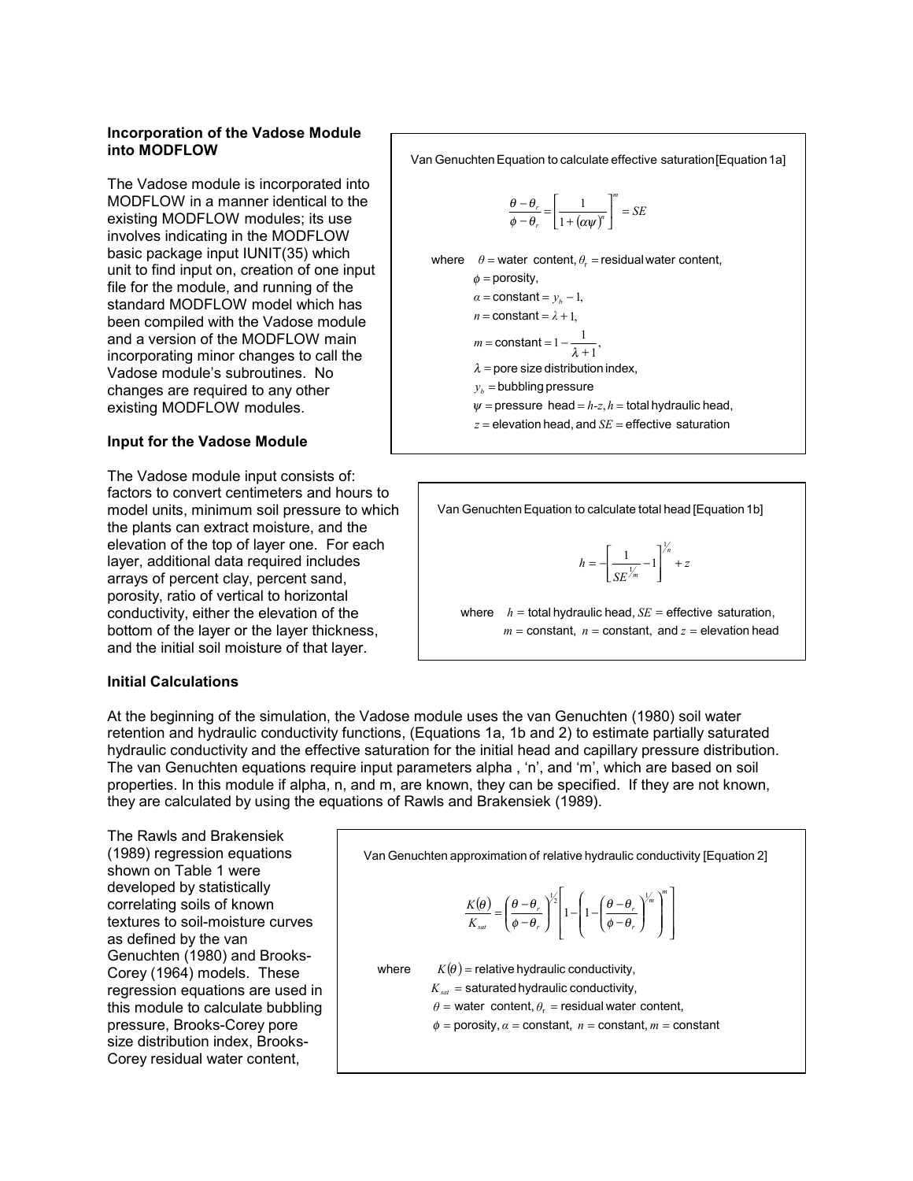### Incorporation of the Vadose Module into MODFLOW

The Vadose module is incorporated into MODFLOW in a manner identical to the existing MODFLOW modules; its use involves indicating in the MODFLOW basic package input IUNIT(35) which unit to find input on, creation of one input file for the module, and running of the standard MODFLOW model which has been compiled with the Vadose module and a version of the MODFLOW main incorporating minor changes to call the Vadose module's subroutines. No changes are required to any other existing MODFLOW modules.

### Input for the Vadose Module

The Vadose module input consists of: factors to convert centimeters and hours to model units, minimum soil pressure to which the plants can extract moisture, and the elevation of the top of layer one. For each layer, additional data required includes arrays of percent clay, percent sand, porosity, ratio of vertical to horizontal conductivity, either the elevation of the bottom of the layer or the layer thickness, and the initial soil moisture of that layer.

Van Genuchten Equation to calculate effective saturation [Equation 1a]

$$\frac{\theta - \theta_r}{\phi - \theta_r} = \left[\frac{1}{1 + (\alpha\psi)^n}\right]^m = SE$$

where $\theta$ = water content, $\theta_r$ = residual water content,
$\phi$ = porosity,
$\alpha$ = constant = $y_b - 1$,
$n$ = constant = $\lambda + 1$,
$m$ = constant = $1 - \frac{1}{\lambda + 1}$,
$\lambda$ = pore size distribution index,
$y_b$ = bubbling pressure
$\psi$ = pressure head = $h$-$z$, $h$ = total hydraulic head,
$z$ = elevation head, and $SE$ = effective saturation

Van Genuchten Equation to calculate total head [Equation 1b]

$$h = -\left[\frac{1}{SE^{1/m}} - 1\right]^{1/n} + z$$

where $h$ = total hydraulic head, $SE$ = effective saturation,
$m$ = constant, $n$ = constant, and $z$ = elevation head

### Initial Calculations

At the beginning of the simulation, the Vadose module uses the van Genuchten (1980) soil water retention and hydraulic conductivity functions, (Equations 1a, 1b and 2) to estimate partially saturated hydraulic conductivity and the effective saturation for the initial head and capillary pressure distribution. The van Genuchten equations require input parameters alpha , 'n', and 'm', which are based on soil properties. In this module if alpha, n, and m, are known, they can be specified. If they are not known, they are calculated by using the equations of Rawls and Brakensiek (1989).

The Rawls and Brakensiek (1989) regression equations shown on Table 1 were developed by statistically correlating soils of known textures to soil-moisture curves as defined by the van Genuchten (1980) and Brooks-Corey (1964) models. These regression equations are used in this module to calculate bubbling pressure, Brooks-Corey pore size distribution index, Brooks-Corey residual water content,

Van Genuchten approximation of relative hydraulic conductivity [Equation 2]

$$\frac{K(\theta)}{K_{sat}} = \left(\frac{\theta - \theta_r}{\phi - \theta_r}\right)^{1/2}\left[1 - \left(1 - \left(\frac{\theta - \theta_r}{\phi - \theta_r}\right)^{1/m}\right)^m\right]$$

where $K(\theta)$ = relative hydraulic conductivity,
$K_{sat}$ = saturated hydraulic conductivity,
$\theta$ = water content, $\theta_r$ = residual water content,
$\phi$ = porosity, $\alpha$ = constant, $n$ = constant, $m$ = constant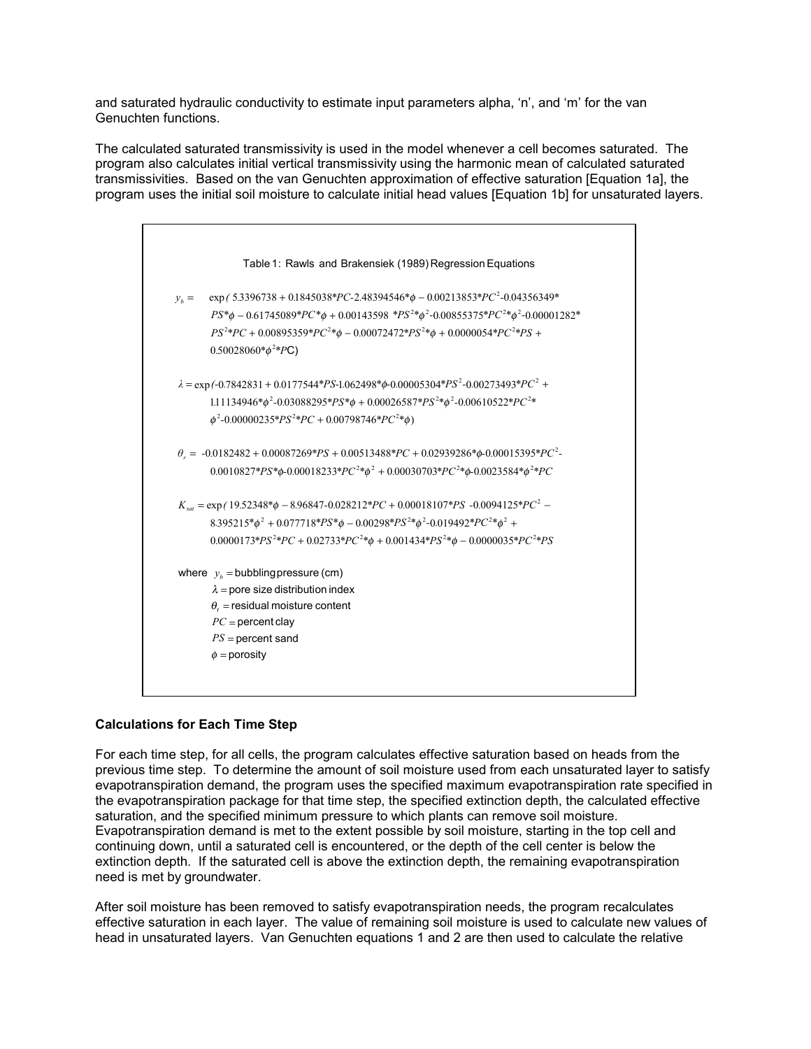and saturated hydraulic conductivity to estimate input parameters alpha, 'n', and 'm' for the van Genuchten functions.

The calculated saturated transmissivity is used in the model whenever a cell becomes saturated. The program also calculates initial vertical transmissivity using the harmonic mean of calculated saturated transmissivities. Based on the van Genuchten approximation of effective saturation [Equation 1a], the program uses the initial soil moisture to calculate initial head values [Equation 1b] for unsaturated layers.

Table 1: Rawls and Brakensiek (1989) Regression Equations

$$y_b = \exp(5.3396738 + 0.1845038*PC - 2.48394546*\phi - 0.00213853*PC^2 - 0.04356349*PS*\phi - 0.61745089*PC*\phi + 0.00143598*PS^2*\phi^2 - 0.00855375*PC^2*\phi^2 - 0.00001282*PS^2*PC + 0.00895359*PC^2*\phi - 0.00072472*PS^2*\phi + 0.0000054*PC^2*PS + 0.50028060*\phi^2*PC)$$

$$\lambda = \exp(-0.7842831 + 0.0177544*PS - 1.062498*\phi - 0.00005304*PS^2 - 0.00273493*PC^2 + 1.11134946*\phi^2 - 0.03088295*PS*\phi + 0.00026587*PS^2*\phi^2 - 0.00610522*PC^2*\phi^2 - 0.00000235*PS^2*PC + 0.00798746*PC^2*\phi)$$

$$\theta_r = -0.0182482 + 0.00087269*PS + 0.00513488*PC + 0.02939286*\phi - 0.00015395*PC^2 - 0.0010827*PS*\phi - 0.00018233*PC^2*\phi^2 + 0.00030703*PC^2*\phi - 0.0023584*\phi^2*PC$$

$$K_{sat} = \exp(19.52348*\phi - 8.96847 - 0.028212*PC + 0.00018107*PS - 0.0094125*PC^2 - 8.395215*\phi^2 + 0.077718*PS*\phi - 0.00298*PS^2*\phi^2 - 0.019492*PC^2*\phi^2 + 0.0000173*PS^2*PC + 0.02733*PC^2*\phi + 0.001434*PS^2*\phi - 0.0000035*PC^2*PS$$

where $y_b$ = bubbling pressure (cm)
$\lambda$ = pore size distribution index
$\theta_r$ = residual moisture content
$PC$ = percent clay
$PS$ = percent sand
$\phi$ = porosity

## Calculations for Each Time Step

For each time step, for all cells, the program calculates effective saturation based on heads from the previous time step. To determine the amount of soil moisture used from each unsaturated layer to satisfy evapotranspiration demand, the program uses the specified maximum evapotranspiration rate specified in the evapotranspiration package for that time step, the specified extinction depth, the calculated effective saturation, and the specified minimum pressure to which plants can remove soil moisture. Evapotranspiration demand is met to the extent possible by soil moisture, starting in the top cell and continuing down, until a saturated cell is encountered, or the depth of the cell center is below the extinction depth. If the saturated cell is above the extinction depth, the remaining evapotranspiration need is met by groundwater.

After soil moisture has been removed to satisfy evapotranspiration needs, the program recalculates effective saturation in each layer. The value of remaining soil moisture is used to calculate new values of head in unsaturated layers. Van Genuchten equations 1 and 2 are then used to calculate the relative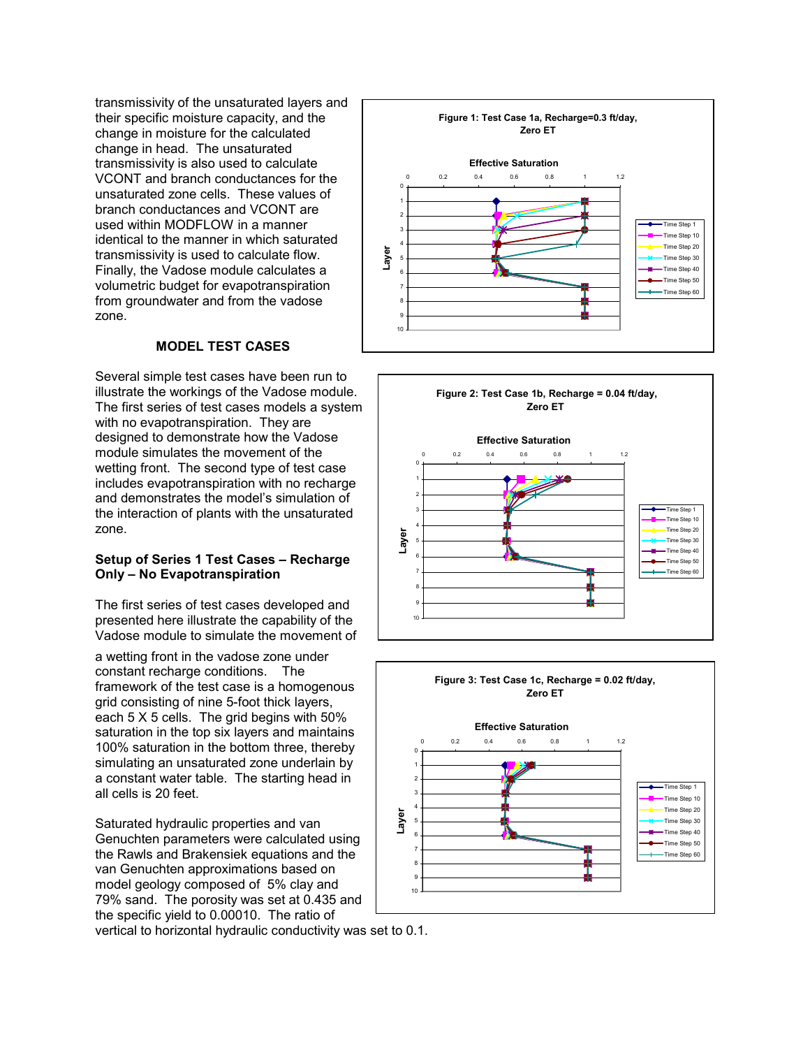transmissivity of the unsaturated layers and their specific moisture capacity, and the change in moisture for the calculated change in head. The unsaturated transmissivity is also used to calculate VCONT and branch conductances for the unsaturated zone cells. These values of branch conductances and VCONT are used within MODFLOW in a manner identical to the manner in which saturated transmissivity is used to calculate flow. Finally, the Vadose module calculates a volumetric budget for evapotranspiration from groundwater and from the vadose zone.

## MODEL TEST CASES

Several simple test cases have been run to illustrate the workings of the Vadose module. The first series of test cases models a system with no evapotranspiration. They are designed to demonstrate how the Vadose module simulates the movement of the wetting front. The second type of test case includes evapotranspiration with no recharge and demonstrates the model's simulation of the interaction of plants with the unsaturated zone.

### Setup of Series 1 Test Cases – Recharge Only – No Evapotranspiration

The first series of test cases developed and presented here illustrate the capability of the Vadose module to simulate the movement of a wetting front in the vadose zone under constant recharge conditions. The framework of the test case is a homogenous grid consisting of nine 5-foot thick layers, each 5 X 5 cells. The grid begins with 50% saturation in the top six layers and maintains 100% saturation in the bottom three, thereby simulating an unsaturated zone underlain by a constant water table. The starting head in all cells is 20 feet.

Saturated hydraulic properties and van Genuchten parameters were calculated using the Rawls and Brakensiek equations and the van Genuchten approximations based on model geology composed of 5% clay and 79% sand. The porosity was set at 0.435 and the specific yield to 0.00010. The ratio of vertical to horizontal hydraulic conductivity was set to 0.1.

**Figure 1: Test Case 1a, Recharge=0.3 ft/day, Zero ET**

**Figure 2: Test Case 1b, Recharge = 0.04 ft/day, Zero ET**

**Figure 3: Test Case 1c, Recharge = 0.02 ft/day, Zero ET**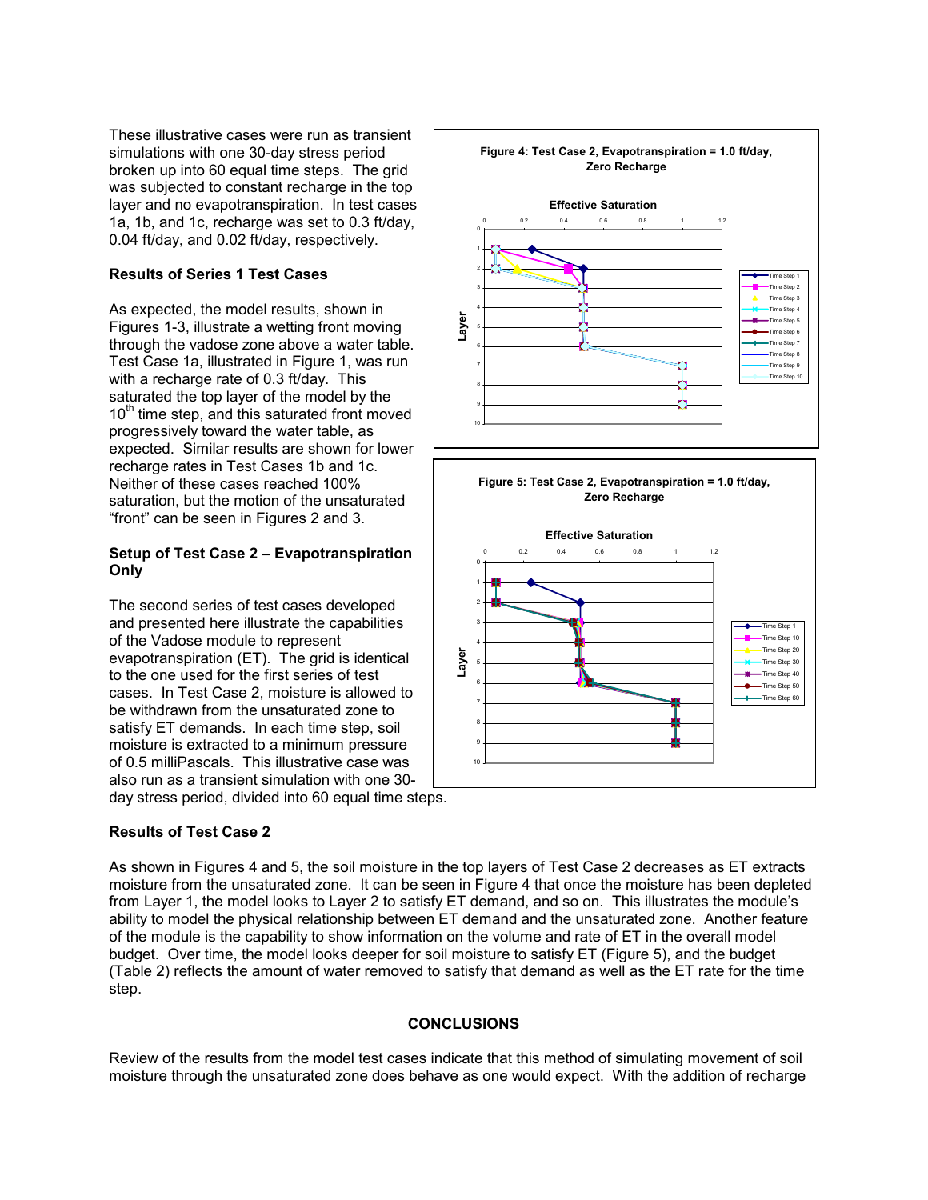These illustrative cases were run as transient simulations with one 30-day stress period broken up into 60 equal time steps. The grid was subjected to constant recharge in the top layer and no evapotranspiration. In test cases 1a, 1b, and 1c, recharge was set to 0.3 ft/day, 0.04 ft/day, and 0.02 ft/day, respectively.

### Results of Series 1 Test Cases

As expected, the model results, shown in Figures 1-3, illustrate a wetting front moving through the vadose zone above a water table. Test Case 1a, illustrated in Figure 1, was run with a recharge rate of 0.3 ft/day. This saturated the top layer of the model by the 10th time step, and this saturated front moved progressively toward the water table, as expected. Similar results are shown for lower recharge rates in Test Cases 1b and 1c. Neither of these cases reached 100% saturation, but the motion of the unsaturated "front" can be seen in Figures 2 and 3.

### Setup of Test Case 2 – Evapotranspiration Only

The second series of test cases developed and presented here illustrate the capabilities of the Vadose module to represent evapotranspiration (ET). The grid is identical to the one used for the first series of test cases. In Test Case 2, moisture is allowed to be withdrawn from the unsaturated zone to satisfy ET demands. In each time step, soil moisture is extracted to a minimum pressure of 0.5 milliPascals. This illustrative case was also run as a transient simulation with one 30-day stress period, divided into 60 equal time steps.

**Figure 4: Test Case 2, Evapotranspiration = 1.0 ft/day, Zero Recharge**

**Figure 5: Test Case 2, Evapotranspiration = 1.0 ft/day, Zero Recharge**

### Results of Test Case 2

As shown in Figures 4 and 5, the soil moisture in the top layers of Test Case 2 decreases as ET extracts moisture from the unsaturated zone. It can be seen in Figure 4 that once the moisture has been depleted from Layer 1, the model looks to Layer 2 to satisfy ET demand, and so on. This illustrates the module's ability to model the physical relationship between ET demand and the unsaturated zone. Another feature of the module is the capability to show information on the volume and rate of ET in the overall model budget. Over time, the model looks deeper for soil moisture to satisfy ET (Figure 5), and the budget (Table 2) reflects the amount of water removed to satisfy that demand as well as the ET rate for the time step.

## CONCLUSIONS

Review of the results from the model test cases indicate that this method of simulating movement of soil moisture through the unsaturated zone does behave as one would expect. With the addition of recharge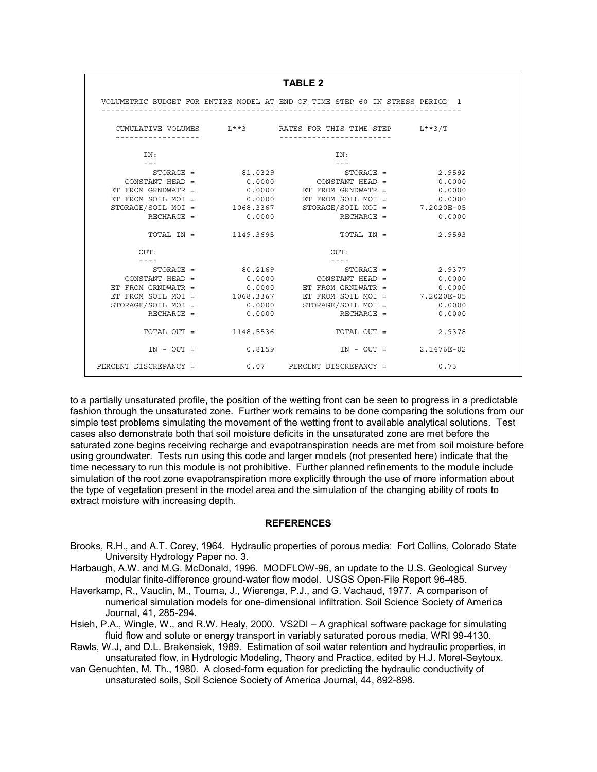**TABLE 2**

```
VOLUMETRIC BUDGET FOR ENTIRE MODEL AT END OF TIME STEP 60 IN STRESS PERIOD  1
------------------------------------------------------------------------------

   CUMULATIVE VOLUMES      L**3       RATES FOR THIS TIME STEP      L**3/T
   ------------------                 ------------------------

         IN:                                   IN:
         ---                                   ---
           STORAGE =         81.0329              STORAGE =          2.9592
     CONSTANT HEAD =          0.0000        CONSTANT HEAD =          0.0000
  ET FROM GRNDWATR =          0.0000     ET FROM GRNDWATR =          0.0000
  ET FROM SOIL MOI =          0.0000     ET FROM SOIL MOI =          0.0000
  STORAGE/SOIL MOI =       1068.3367     STORAGE/SOIL MOI =      7.2020E-05
          RECHARGE =          0.0000             RECHARGE =          0.0000

          TOTAL IN =       1149.3695             TOTAL IN =          2.9593

        OUT:                                  OUT:
        ----                                  ----
           STORAGE =         80.2169              STORAGE =          2.9377
     CONSTANT HEAD =          0.0000        CONSTANT HEAD =          0.0000
  ET FROM GRNDWATR =          0.0000     ET FROM GRNDWATR =          0.0000
  ET FROM SOIL MOI =       1068.3367     ET FROM SOIL MOI =      7.2020E-05
  STORAGE/SOIL MOI =          0.0000     STORAGE/SOIL MOI =          0.0000
          RECHARGE =          0.0000             RECHARGE =          0.0000

         TOTAL OUT =       1148.5536            TOTAL OUT =          2.9378

          IN - OUT =          0.8159             IN - OUT =      2.1476E-02

PERCENT DISCREPANCY =           0.07     PERCENT DISCREPANCY =           0.73
```

to a partially unsaturated profile, the position of the wetting front can be seen to progress in a predictable fashion through the unsaturated zone. Further work remains to be done comparing the solutions from our simple test problems simulating the movement of the wetting front to available analytical solutions. Test cases also demonstrate both that soil moisture deficits in the unsaturated zone are met before the saturated zone begins receiving recharge and evapotranspiration needs are met from soil moisture before using groundwater. Tests run using this code and larger models (not presented here) indicate that the time necessary to run this module is not prohibitive. Further planned refinements to the module include simulation of the root zone evapotranspiration more explicitly through the use of more information about the type of vegetation present in the model area and the simulation of the changing ability of roots to extract moisture with increasing depth.

## REFERENCES

Brooks, R.H., and A.T. Corey, 1964. Hydraulic properties of porous media: Fort Collins, Colorado State University Hydrology Paper no. 3.

Harbaugh, A.W. and M.G. McDonald, 1996. MODFLOW-96, an update to the U.S. Geological Survey modular finite-difference ground-water flow model. USGS Open-File Report 96-485.

Haverkamp, R., Vauclin, M., Touma, J., Wierenga, P.J., and G. Vachaud, 1977. A comparison of numerical simulation models for one-dimensional infiltration. Soil Science Society of America Journal, 41, 285-294.

Hsieh, P.A., Wingle, W., and R.W. Healy, 2000. VS2DI – A graphical software package for simulating fluid flow and solute or energy transport in variably saturated porous media, WRI 99-4130.

Rawls, W.J, and D.L. Brakensiek, 1989. Estimation of soil water retention and hydraulic properties, in unsaturated flow, in Hydrologic Modeling, Theory and Practice, edited by H.J. Morel-Seytoux.

van Genuchten, M. Th., 1980. A closed-form equation for predicting the hydraulic conductivity of unsaturated soils, Soil Science Society of America Journal, 44, 892-898.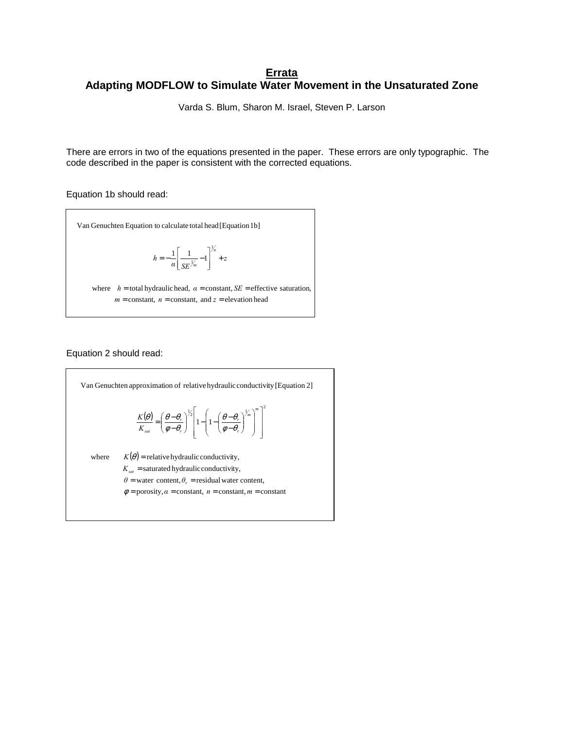# Errata

## Adapting MODFLOW to Simulate Water Movement in the Unsaturated Zone

Varda S. Blum, Sharon M. Israel, Steven P. Larson

There are errors in two of the equations presented in the paper. These errors are only typographic. The code described in the paper is consistent with the corrected equations.

Equation 1b should read:

Van Genuchten Equation to calculate total head [Equation 1b]

$$h = -\frac{1}{\alpha}\left[\frac{1}{SE^{1/m}} - 1\right]^{1/n} + z$$

where $h$ = total hydraulic head, $\alpha$ = constant, $SE$ = effective saturation, $m$ = constant, $n$ = constant, and $z$ = elevation head

Equation 2 should read:

Van Genuchten approximation of relative hydraulic conductivity [Equation 2]

$$\frac{K(\theta)}{K_{sat}} = \left(\frac{\theta - \theta_r}{\phi - \theta_r}\right)^{1/2}\left[1 - \left(1 - \left(\frac{\theta - \theta_r}{\phi - \theta_r}\right)^{1/m}\right)^m\right]^2$$

where $K(\theta)$ = relative hydraulic conductivity,
$K_{sat}$ = saturated hydraulic conductivity,
$\theta$ = water content, $\theta_r$ = residual water content,
$\phi$ = porosity, $\alpha$ = constant, $n$ = constant, $m$ = constant